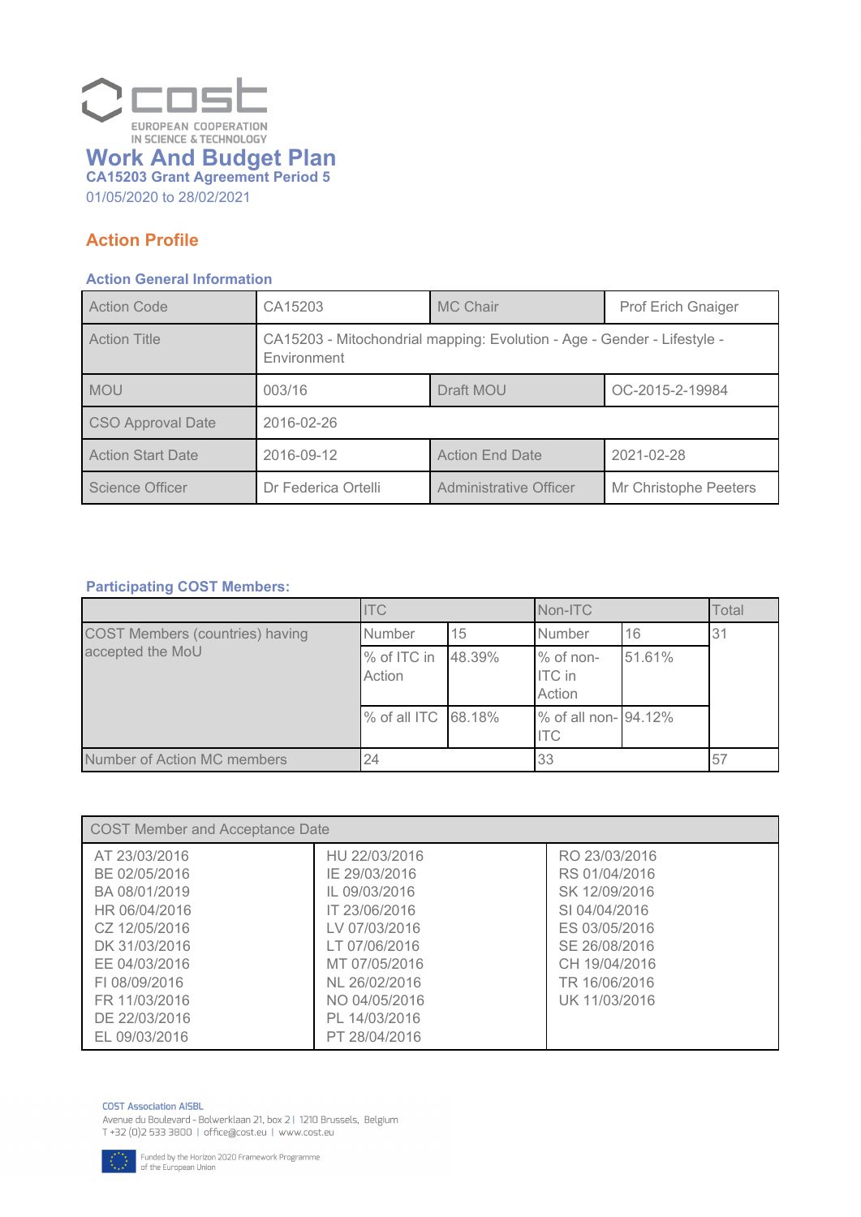# Work And Budget Plan

**CA15203 Grant Agreement Period 5**

01/05/2020 to 28/02/2021

## Action Profile

### Action General Information

| Action Code | CA15203 | MC Chair | Prof Erich Gnaiger |
|---|---|---|---|
| Action Title | CA15203 - Mitochondrial mapping: Evolution - Age - Gender - Lifestyle - Environment | | |
| MOU | 003/16 | Draft MOU | OC-2015-2-19984 |
| CSO Approval Date | 2016-02-26 | | |
| Action Start Date | 2016-09-12 | Action End Date | 2021-02-28 |
| Science Officer | Dr Federica Ortelli | Administrative Officer | Mr Christophe Peeters |

### Participating COST Members:

| | ITC | | Non-ITC | | Total |
|---|---|---|---|---|---|
| COST Members (countries) having accepted the MoU | Number | 15 | Number | 16 | 31 |
| | % of ITC in Action | 48.39% | % of non-ITC in Action | 51.61% | |
| | % of all ITC | 68.18% | % of all non-ITC | 94.12% | |
| Number of Action MC members | 24 | | 33 | | 57 |

| COST Member and Acceptance Date | | |
|---|---|---|
| AT 23/03/2016 | HU 22/03/2016 | RO 23/03/2016 |
| BE 02/05/2016 | IE 29/03/2016 | RS 01/04/2016 |
| BA 08/01/2019 | IL 09/03/2016 | SK 12/09/2016 |
| HR 06/04/2016 | IT 23/06/2016 | SI 04/04/2016 |
| CZ 12/05/2016 | LV 07/03/2016 | ES 03/05/2016 |
| DK 31/03/2016 | LT 07/06/2016 | SE 26/08/2016 |
| EE 04/03/2016 | MT 07/05/2016 | CH 19/04/2016 |
| FI 08/09/2016 | NL 26/02/2016 | TR 16/06/2016 |
| FR 11/03/2016 | NO 04/05/2016 | UK 11/03/2016 |
| DE 22/03/2016 | PL 14/03/2016 | |
| EL 09/03/2016 | PT 28/04/2016 | |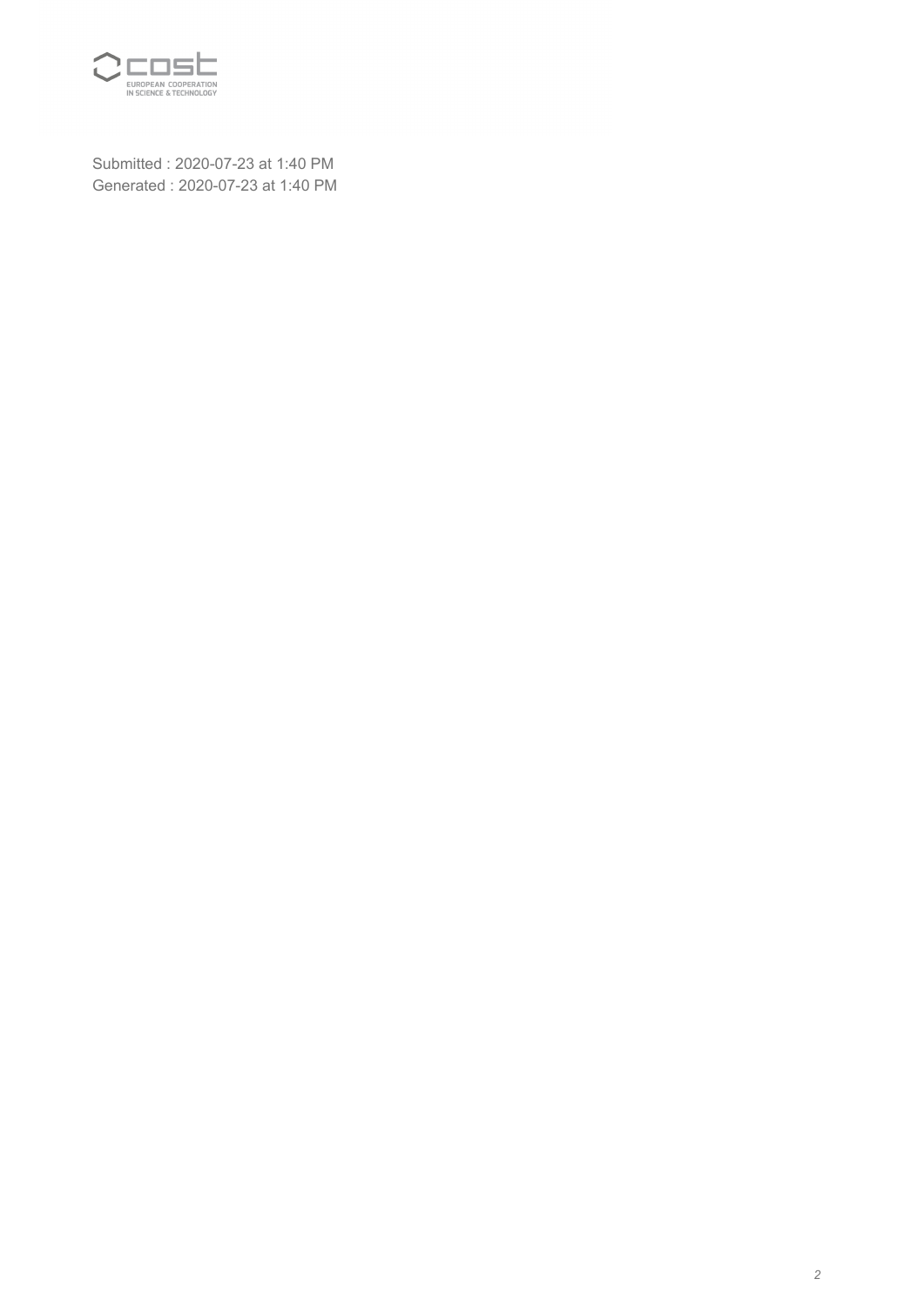Submitted : 2020-07-23 at 1:40 PM

Generated : 2020-07-23 at 1:40 PM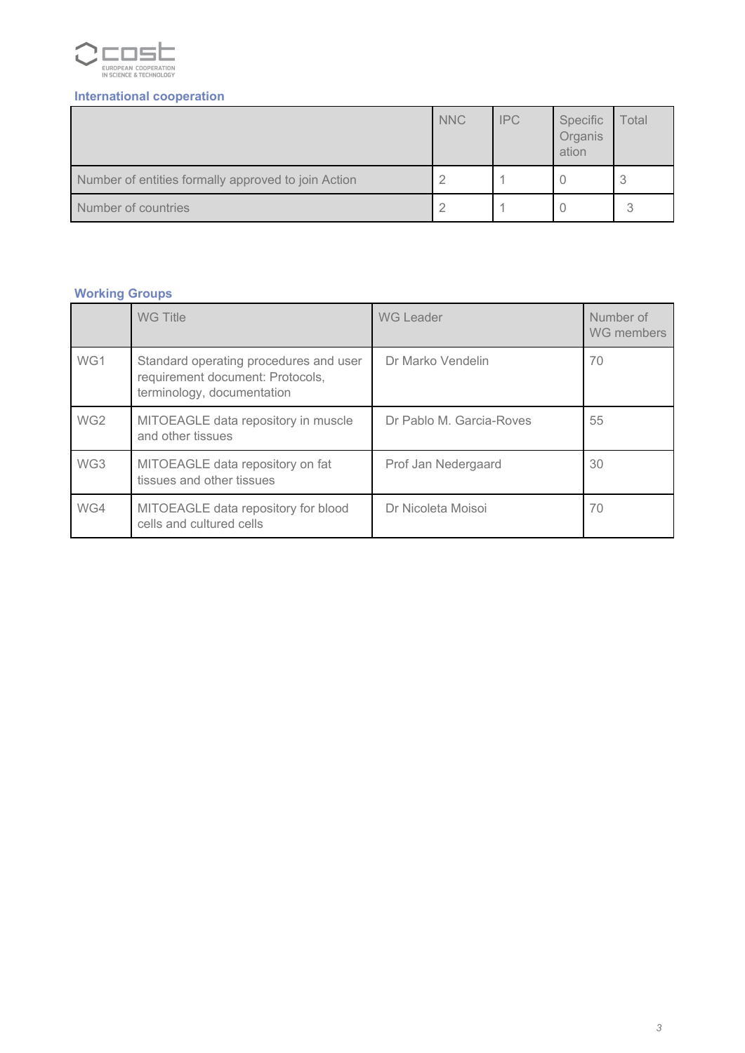### International cooperation

| | NNC | IPC | Specific Organisation | Total |
|---|---|---|---|---|
| Number of entities formally approved to join Action | 2 | 1 | 0 | 3 |
| Number of countries | 2 | 1 | 0 | 3 |

### Working Groups

| | WG Title | WG Leader | Number of WG members |
|---|---|---|---|
| WG1 | Standard operating procedures and user requirement document: Protocols, terminology, documentation | Dr Marko Vendelin | 70 |
| WG2 | MITOEAGLE data repository in muscle and other tissues | Dr Pablo M. Garcia-Roves | 55 |
| WG3 | MITOEAGLE data repository on fat tissues and other tissues | Prof Jan Nedergaard | 30 |
| WG4 | MITOEAGLE data repository for blood cells and cultured cells | Dr Nicoleta Moisoi | 70 |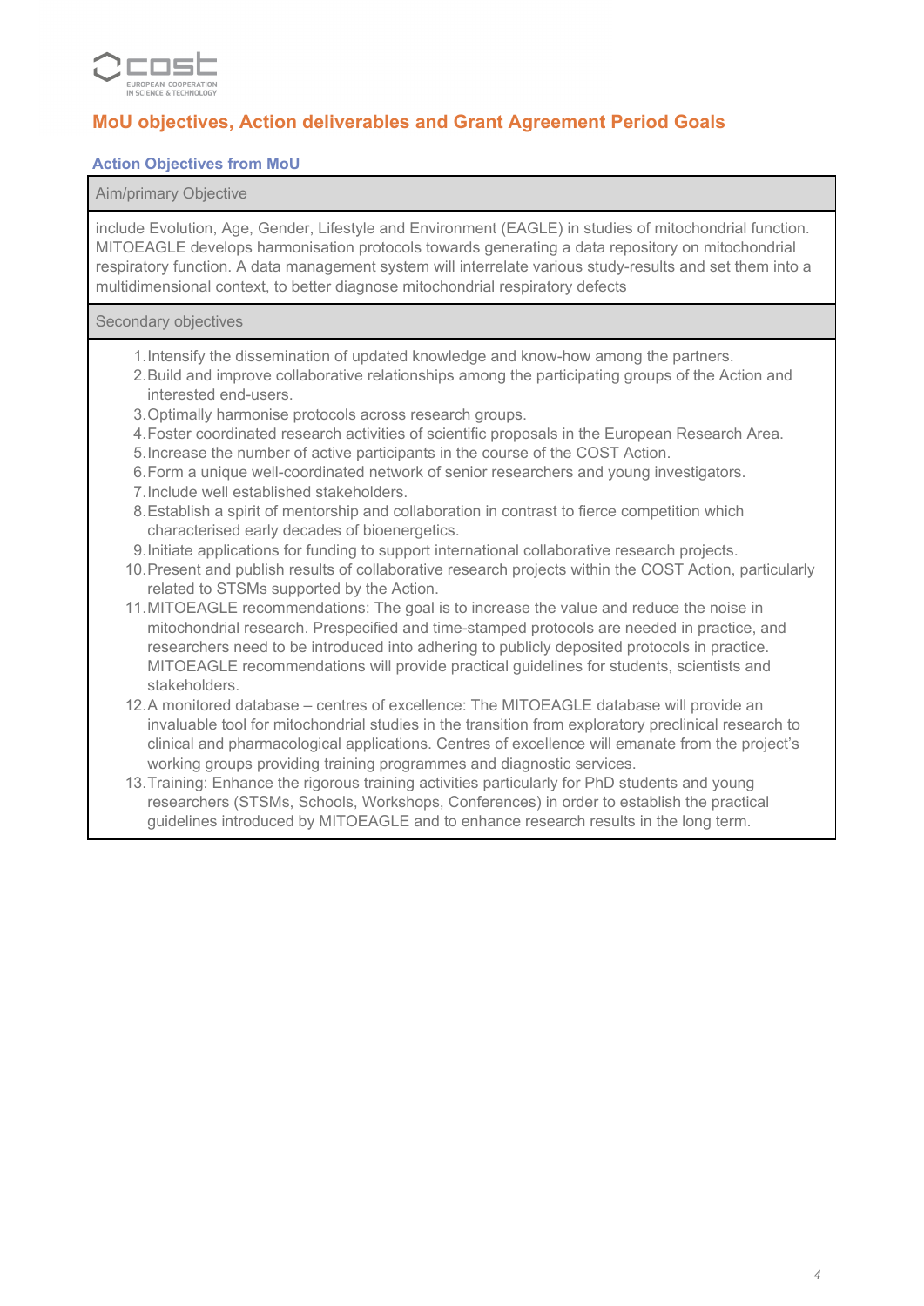## MoU objectives, Action deliverables and Grant Agreement Period Goals

### Action Objectives from MoU

| Aim/primary Objective |
| --- |
| include Evolution, Age, Gender, Lifestyle and Environment (EAGLE) in studies of mitochondrial function. MITOEAGLE develops harmonisation protocols towards generating a data repository on mitochondrial respiratory function. A data management system will interrelate various study-results and set them into a multidimensional context, to better diagnose mitochondrial respiratory defects |

**Secondary objectives**

1. Intensify the dissemination of updated knowledge and know-how among the partners.
2. Build and improve collaborative relationships among the participating groups of the Action and interested end-users.
3. Optimally harmonise protocols across research groups.
4. Foster coordinated research activities of scientific proposals in the European Research Area.
5. Increase the number of active participants in the course of the COST Action.
6. Form a unique well-coordinated network of senior researchers and young investigators.
7. Include well established stakeholders.
8. Establish a spirit of mentorship and collaboration in contrast to fierce competition which characterised early decades of bioenergetics.
9. Initiate applications for funding to support international collaborative research projects.
10. Present and publish results of collaborative research projects within the COST Action, particularly related to STSMs supported by the Action.
11. MITOEAGLE recommendations: The goal is to increase the value and reduce the noise in mitochondrial research. Prespecified and time-stamped protocols are needed in practice, and researchers need to be introduced into adhering to publicly deposited protocols in practice. MITOEAGLE recommendations will provide practical guidelines for students, scientists and stakeholders.
12. A monitored database – centres of excellence: The MITOEAGLE database will provide an invaluable tool for mitochondrial studies in the transition from exploratory preclinical research to clinical and pharmacological applications. Centres of excellence will emanate from the project's working groups providing training programmes and diagnostic services.
13. Training: Enhance the rigorous training activities particularly for PhD students and young researchers (STSMs, Schools, Workshops, Conferences) in order to establish the practical guidelines introduced by MITOEAGLE and to enhance research results in the long term.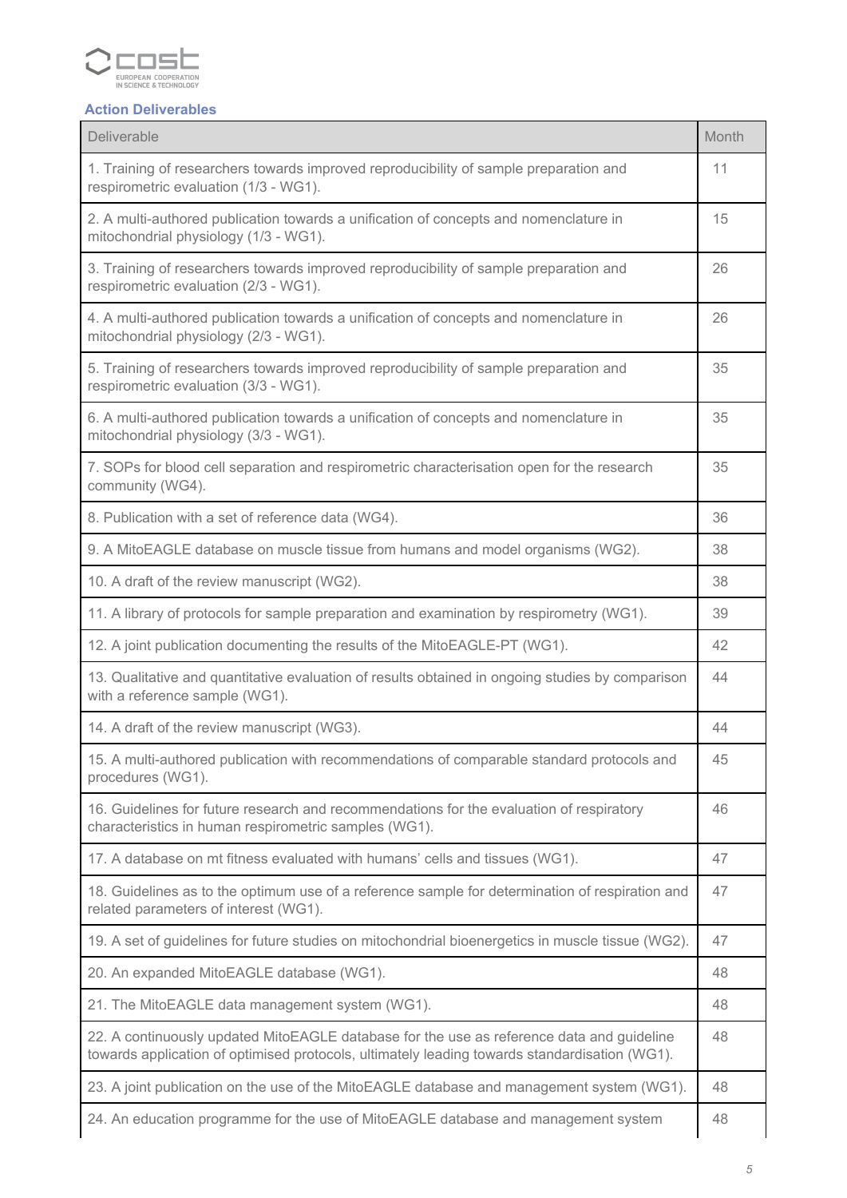### Action Deliverables

| Deliverable | Month |
|---|---|
| 1. Training of researchers towards improved reproducibility of sample preparation and respirometric evaluation (1/3 - WG1). | 11 |
| 2. A multi-authored publication towards a unification of concepts and nomenclature in mitochondrial physiology (1/3 - WG1). | 15 |
| 3. Training of researchers towards improved reproducibility of sample preparation and respirometric evaluation (2/3 - WG1). | 26 |
| 4. A multi-authored publication towards a unification of concepts and nomenclature in mitochondrial physiology (2/3 - WG1). | 26 |
| 5. Training of researchers towards improved reproducibility of sample preparation and respirometric evaluation (3/3 - WG1). | 35 |
| 6. A multi-authored publication towards a unification of concepts and nomenclature in mitochondrial physiology (3/3 - WG1). | 35 |
| 7. SOPs for blood cell separation and respirometric characterisation open for the research community (WG4). | 35 |
| 8. Publication with a set of reference data (WG4). | 36 |
| 9. A MitoEAGLE database on muscle tissue from humans and model organisms (WG2). | 38 |
| 10. A draft of the review manuscript (WG2). | 38 |
| 11. A library of protocols for sample preparation and examination by respirometry (WG1). | 39 |
| 12. A joint publication documenting the results of the MitoEAGLE-PT (WG1). | 42 |
| 13. Qualitative and quantitative evaluation of results obtained in ongoing studies by comparison with a reference sample (WG1). | 44 |
| 14. A draft of the review manuscript (WG3). | 44 |
| 15. A multi-authored publication with recommendations of comparable standard protocols and procedures (WG1). | 45 |
| 16. Guidelines for future research and recommendations for the evaluation of respiratory characteristics in human respirometric samples (WG1). | 46 |
| 17. A database on mt fitness evaluated with humans' cells and tissues (WG1). | 47 |
| 18. Guidelines as to the optimum use of a reference sample for determination of respiration and related parameters of interest (WG1). | 47 |
| 19. A set of guidelines for future studies on mitochondrial bioenergetics in muscle tissue (WG2). | 47 |
| 20. An expanded MitoEAGLE database (WG1). | 48 |
| 21. The MitoEAGLE data management system (WG1). | 48 |
| 22. A continuously updated MitoEAGLE database for the use as reference data and guideline towards application of optimised protocols, ultimately leading towards standardisation (WG1). | 48 |
| 23. A joint publication on the use of the MitoEAGLE database and management system (WG1). | 48 |
| 24. An education programme for the use of MitoEAGLE database and management system | 48 |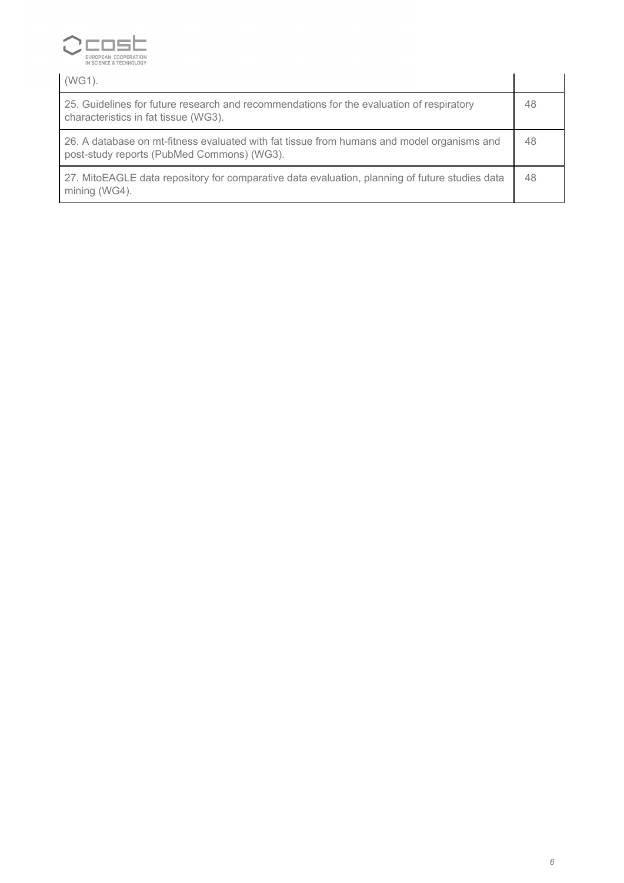| | |
|---|---|
| (WG1). | |
| 25. Guidelines for future research and recommendations for the evaluation of respiratory characteristics in fat tissue (WG3). | 48 |
| 26. A database on mt-fitness evaluated with fat tissue from humans and model organisms and post-study reports (PubMed Commons) (WG3). | 48 |
| 27. MitoEAGLE data repository for comparative data evaluation, planning of future studies data mining (WG4). | 48 |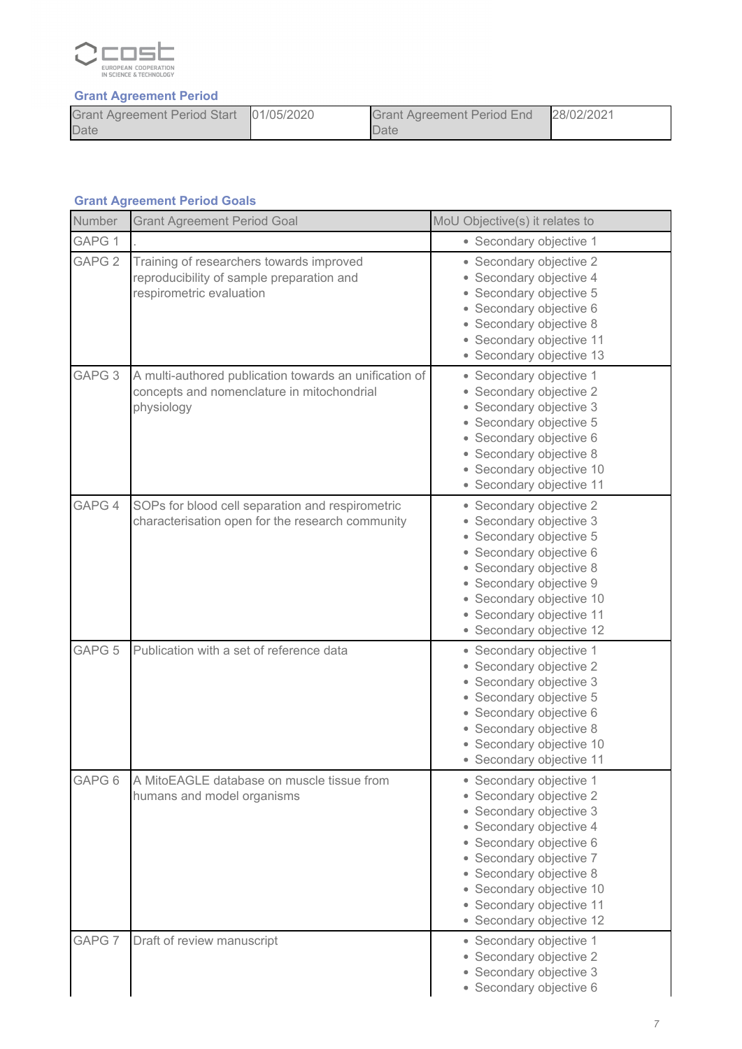### Grant Agreement Period

| Grant Agreement Period Start Date | 01/05/2020 | Grant Agreement Period End Date | 28/02/2021 |
|---|---|---|---|

### Grant Agreement Period Goals

| Number | Grant Agreement Period Goal | MoU Objective(s) it relates to |
|---|---|---|
| GAPG 1 | . | • Secondary objective 1 |
| GAPG 2 | Training of researchers towards improved reproducibility of sample preparation and respirometric evaluation | • Secondary objective 2<br>• Secondary objective 4<br>• Secondary objective 5<br>• Secondary objective 6<br>• Secondary objective 8<br>• Secondary objective 11<br>• Secondary objective 13 |
| GAPG 3 | A multi-authored publication towards an unification of concepts and nomenclature in mitochondrial physiology | • Secondary objective 1<br>• Secondary objective 2<br>• Secondary objective 3<br>• Secondary objective 5<br>• Secondary objective 6<br>• Secondary objective 8<br>• Secondary objective 10<br>• Secondary objective 11 |
| GAPG 4 | SOPs for blood cell separation and respirometric characterisation open for the research community | • Secondary objective 2<br>• Secondary objective 3<br>• Secondary objective 5<br>• Secondary objective 6<br>• Secondary objective 8<br>• Secondary objective 9<br>• Secondary objective 10<br>• Secondary objective 11<br>• Secondary objective 12 |
| GAPG 5 | Publication with a set of reference data | • Secondary objective 1<br>• Secondary objective 2<br>• Secondary objective 3<br>• Secondary objective 5<br>• Secondary objective 6<br>• Secondary objective 8<br>• Secondary objective 10<br>• Secondary objective 11 |
| GAPG 6 | A MitoEAGLE database on muscle tissue from humans and model organisms | • Secondary objective 1<br>• Secondary objective 2<br>• Secondary objective 3<br>• Secondary objective 4<br>• Secondary objective 6<br>• Secondary objective 7<br>• Secondary objective 8<br>• Secondary objective 10<br>• Secondary objective 11<br>• Secondary objective 12 |
| GAPG 7 | Draft of review manuscript | • Secondary objective 1<br>• Secondary objective 2<br>• Secondary objective 3<br>• Secondary objective 6 |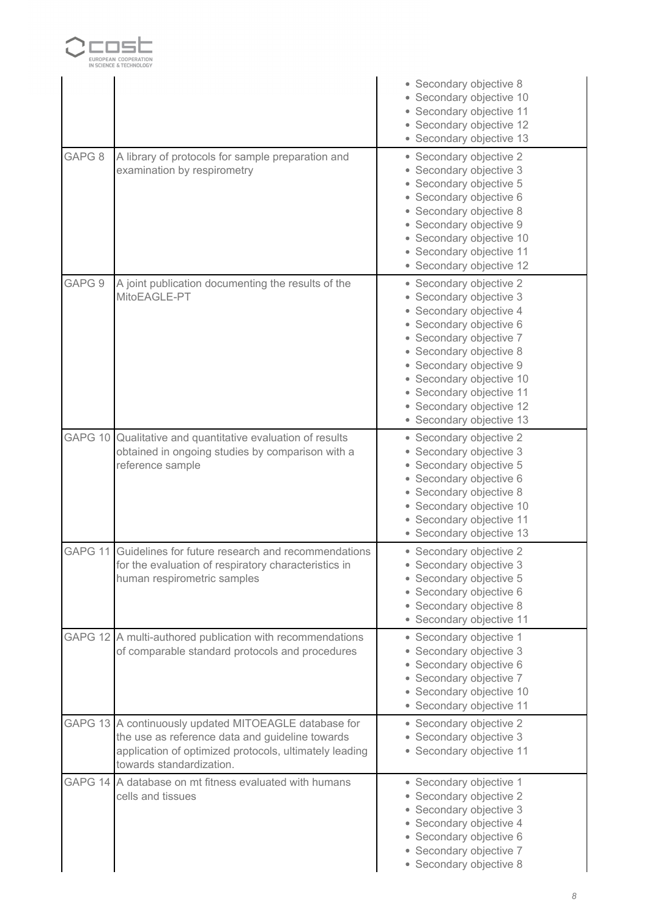| | | |
|---|---|---|
| | | • Secondary objective 8<br>• Secondary objective 10<br>• Secondary objective 11<br>• Secondary objective 12<br>• Secondary objective 13 |
| GAPG 8 | A library of protocols for sample preparation and examination by respirometry | • Secondary objective 2<br>• Secondary objective 3<br>• Secondary objective 5<br>• Secondary objective 6<br>• Secondary objective 8<br>• Secondary objective 9<br>• Secondary objective 10<br>• Secondary objective 11<br>• Secondary objective 12 |
| GAPG 9 | A joint publication documenting the results of the MitoEAGLE-PT | • Secondary objective 2<br>• Secondary objective 3<br>• Secondary objective 4<br>• Secondary objective 6<br>• Secondary objective 7<br>• Secondary objective 8<br>• Secondary objective 9<br>• Secondary objective 10<br>• Secondary objective 11<br>• Secondary objective 12<br>• Secondary objective 13 |
| GAPG 10 | Qualitative and quantitative evaluation of results obtained in ongoing studies by comparison with a reference sample | • Secondary objective 2<br>• Secondary objective 3<br>• Secondary objective 5<br>• Secondary objective 6<br>• Secondary objective 8<br>• Secondary objective 10<br>• Secondary objective 11<br>• Secondary objective 13 |
| GAPG 11 | Guidelines for future research and recommendations for the evaluation of respiratory characteristics in human respirometric samples | • Secondary objective 2<br>• Secondary objective 3<br>• Secondary objective 5<br>• Secondary objective 6<br>• Secondary objective 8<br>• Secondary objective 11 |
| GAPG 12 | A multi-authored publication with recommendations of comparable standard protocols and procedures | • Secondary objective 1<br>• Secondary objective 3<br>• Secondary objective 6<br>• Secondary objective 7<br>• Secondary objective 10<br>• Secondary objective 11 |
| GAPG 13 | A continuously updated MITOEAGLE database for the use as reference data and guideline towards application of optimized protocols, ultimately leading towards standardization. | • Secondary objective 2<br>• Secondary objective 3<br>• Secondary objective 11 |
| GAPG 14 | A database on mt fitness evaluated with humans cells and tissues | • Secondary objective 1<br>• Secondary objective 2<br>• Secondary objective 3<br>• Secondary objective 4<br>• Secondary objective 6<br>• Secondary objective 7<br>• Secondary objective 8 |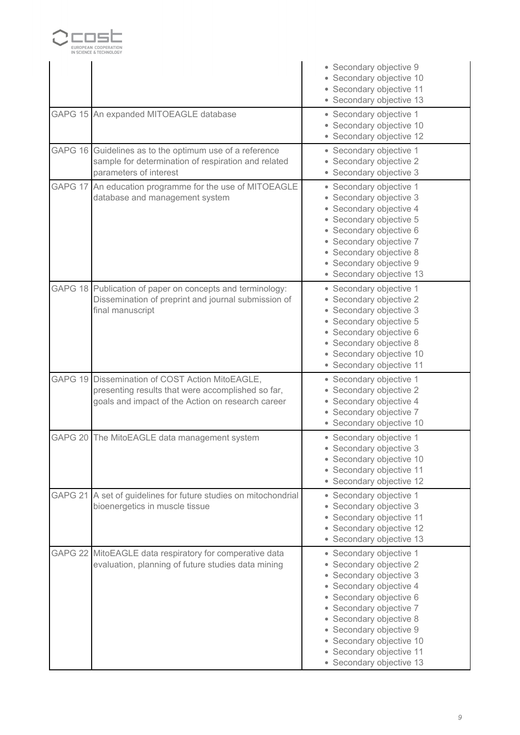| | | |
|---|---|---|
| | | • Secondary objective 9<br>• Secondary objective 10<br>• Secondary objective 11<br>• Secondary objective 13 |
| GAPG 15 | An expanded MITOEAGLE database | • Secondary objective 1<br>• Secondary objective 10<br>• Secondary objective 12 |
| GAPG 16 | Guidelines as to the optimum use of a reference sample for determination of respiration and related parameters of interest | • Secondary objective 1<br>• Secondary objective 2<br>• Secondary objective 3 |
| GAPG 17 | An education programme for the use of MITOEAGLE database and management system | • Secondary objective 1<br>• Secondary objective 3<br>• Secondary objective 4<br>• Secondary objective 5<br>• Secondary objective 6<br>• Secondary objective 7<br>• Secondary objective 8<br>• Secondary objective 9<br>• Secondary objective 13 |
| GAPG 18 | Publication of paper on concepts and terminology: Dissemination of preprint and journal submission of final manuscript | • Secondary objective 1<br>• Secondary objective 2<br>• Secondary objective 3<br>• Secondary objective 5<br>• Secondary objective 6<br>• Secondary objective 8<br>• Secondary objective 10<br>• Secondary objective 11 |
| GAPG 19 | Dissemination of COST Action MitoEAGLE, presenting results that were accomplished so far, goals and impact of the Action on research career | • Secondary objective 1<br>• Secondary objective 2<br>• Secondary objective 4<br>• Secondary objective 7<br>• Secondary objective 10 |
| GAPG 20 | The MitoEAGLE data management system | • Secondary objective 1<br>• Secondary objective 3<br>• Secondary objective 10<br>• Secondary objective 11<br>• Secondary objective 12 |
| GAPG 21 | A set of guidelines for future studies on mitochondrial bioenergetics in muscle tissue | • Secondary objective 1<br>• Secondary objective 3<br>• Secondary objective 11<br>• Secondary objective 12<br>• Secondary objective 13 |
| GAPG 22 | MitoEAGLE data respiratory for comperative data evaluation, planning of future studies data mining | • Secondary objective 1<br>• Secondary objective 2<br>• Secondary objective 3<br>• Secondary objective 4<br>• Secondary objective 6<br>• Secondary objective 7<br>• Secondary objective 8<br>• Secondary objective 9<br>• Secondary objective 10<br>• Secondary objective 11<br>• Secondary objective 13 |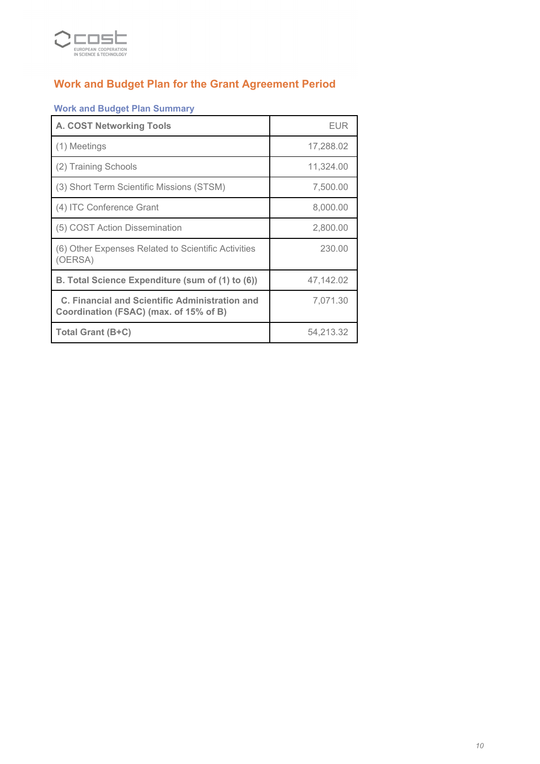## Work and Budget Plan for the Grant Agreement Period

### Work and Budget Plan Summary

| **A. COST Networking Tools** | EUR |
|---|---|
| (1) Meetings | 17,288.02 |
| (2) Training Schools | 11,324.00 |
| (3) Short Term Scientific Missions (STSM) | 7,500.00 |
| (4) ITC Conference Grant | 8,000.00 |
| (5) COST Action Dissemination | 2,800.00 |
| (6) Other Expenses Related to Scientific Activities (OERSA) | 230.00 |
| **B. Total Science Expenditure (sum of (1) to (6))** | 47,142.02 |
| **C. Financial and Scientific Administration and Coordination (FSAC) (max. of 15% of B)** | 7,071.30 |
| **Total Grant (B+C)** | 54,213.32 |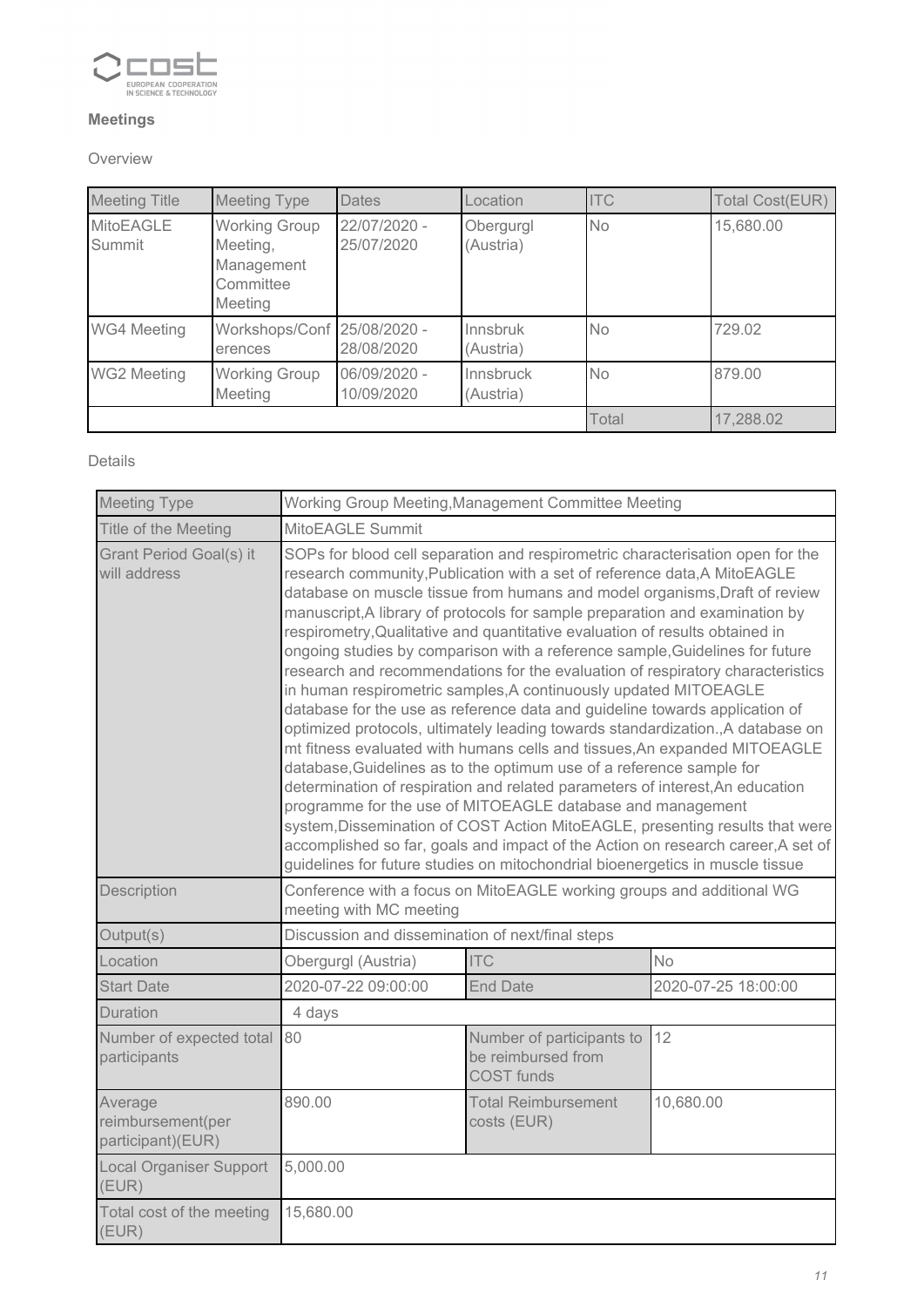### Meetings

Overview

| Meeting Title | Meeting Type | Dates | Location | ITC | Total Cost(EUR) |
|---|---|---|---|---|---|
| MitoEAGLE Summit | Working Group Meeting, Management Committee Meeting | 22/07/2020 - 25/07/2020 | Obergurgl (Austria) | No | 15,680.00 |
| WG4 Meeting | Workshops/Conferences | 25/08/2020 - 28/08/2020 | Innsbruk (Austria) | No | 729.02 |
| WG2 Meeting | Working Group Meeting | 06/09/2020 - 10/09/2020 | Innsbruck (Austria) | No | 879.00 |
| | | | | Total | 17,288.02 |

Details

| Meeting Type | Working Group Meeting,Management Committee Meeting | | |
|---|---|---|---|
| Title of the Meeting | MitoEAGLE Summit | | |
| Grant Period Goal(s) it will address | SOPs for blood cell separation and respirometric characterisation open for the research community,Publication with a set of reference data,A MitoEAGLE database on muscle tissue from humans and model organisms,Draft of review manuscript,A library of protocols for sample preparation and examination by respirometry,Qualitative and quantitative evaluation of results obtained in ongoing studies by comparison with a reference sample,Guidelines for future research and recommendations for the evaluation of respiratory characteristics in human respirometric samples,A continuously updated MITOEAGLE database for the use as reference data and guideline towards application of optimized protocols, ultimately leading towards standardization.,A database on mt fitness evaluated with humans cells and tissues,An expanded MITOEAGLE database,Guidelines as to the optimum use of a reference sample for determination of respiration and related parameters of interest,An education programme for the use of MITOEAGLE database and management system,Dissemination of COST Action MitoEAGLE, presenting results that were accomplished so far, goals and impact of the Action on research career,A set of guidelines for future studies on mitochondrial bioenergetics in muscle tissue | | |
| Description | Conference with a focus on MitoEAGLE working groups and additional WG meeting with MC meeting | | |
| Output(s) | Discussion and dissemination of next/final steps | | |
| Location | Obergurgl (Austria) | ITC | No |
| Start Date | 2020-07-22 09:00:00 | End Date | 2020-07-25 18:00:00 |
| Duration | 4 days | | |
| Number of expected total participants | 80 | Number of participants to be reimbursed from COST funds | 12 |
| Average reimbursement(per participant)(EUR) | 890.00 | Total Reimbursement costs (EUR) | 10,680.00 |
| Local Organiser Support (EUR) | 5,000.00 | | |
| Total cost of the meeting (EUR) | 15,680.00 | | |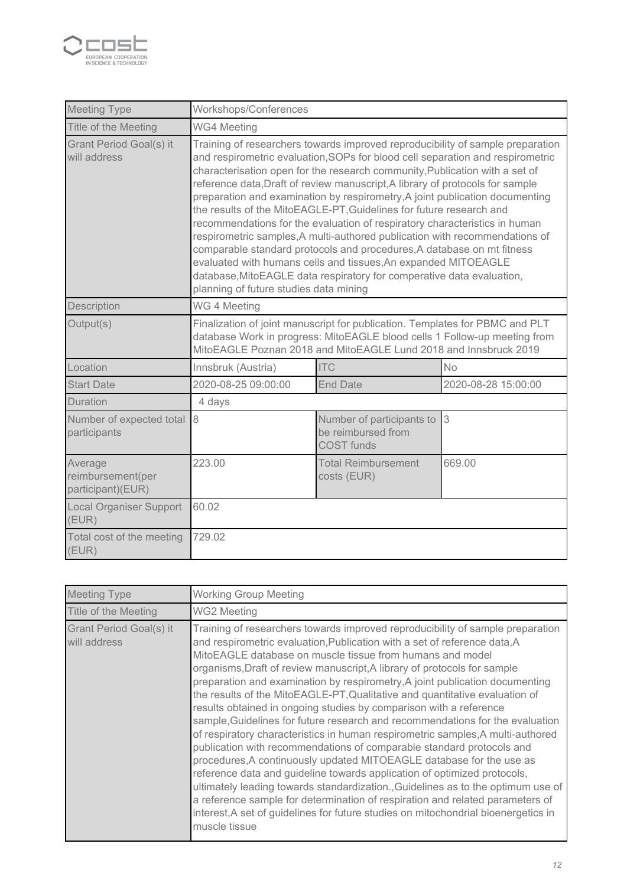| Meeting Type | Workshops/Conferences | | |
|---|---|---|---|
| Title of the Meeting | WG4 Meeting | | |
| Grant Period Goal(s) it will address | Training of researchers towards improved reproducibility of sample preparation and respirometric evaluation,SOPs for blood cell separation and respirometric characterisation open for the research community,Publication with a set of reference data,Draft of review manuscript,A library of protocols for sample preparation and examination by respirometry,A joint publication documenting the results of the MitoEAGLE-PT,Guidelines for future research and recommendations for the evaluation of respiratory characteristics in human respirometric samples,A multi-authored publication with recommendations of comparable standard protocols and procedures,A database on mt fitness evaluated with humans cells and tissues,An expanded MITOEAGLE database,MitoEAGLE data respiratory for comperative data evaluation, planning of future studies data mining | | |
| Description | WG 4 Meeting | | |
| Output(s) | Finalization of joint manuscript for publication. Templates for PBMC and PLT database Work in progress: MitoEAGLE blood cells 1 Follow-up meeting from MitoEAGLE Poznan 2018 and MitoEAGLE Lund 2018 and Innsbruck 2019 | | |
| Location | Innsbruk (Austria) | ITC | No |
| Start Date | 2020-08-25 09:00:00 | End Date | 2020-08-28 15:00:00 |
| Duration | 4 days | | |
| Number of expected total participants | 8 | Number of participants to be reimbursed from COST funds | 3 |
| Average reimbursement(per participant)(EUR) | 223.00 | Total Reimbursement costs (EUR) | 669.00 |
| Local Organiser Support (EUR) | 60.02 | | |
| Total cost of the meeting (EUR) | 729.02 | | |

| Meeting Type | Working Group Meeting |
|---|---|
| Title of the Meeting | WG2 Meeting |
| Grant Period Goal(s) it will address | Training of researchers towards improved reproducibility of sample preparation and respirometric evaluation,Publication with a set of reference data,A MitoEAGLE database on muscle tissue from humans and model organisms,Draft of review manuscript,A library of protocols for sample preparation and examination by respirometry,A joint publication documenting the results of the MitoEAGLE-PT,Qualitative and quantitative evaluation of results obtained in ongoing studies by comparison with a reference sample,Guidelines for future research and recommendations for the evaluation of respiratory characteristics in human respirometric samples,A multi-authored publication with recommendations of comparable standard protocols and procedures,A continuously updated MITOEAGLE database for the use as reference data and guideline towards application of optimized protocols, ultimately leading towards standardization.,Guidelines as to the optimum use of a reference sample for determination of respiration and related parameters of interest,A set of guidelines for future studies on mitochondrial bioenergetics in muscle tissue |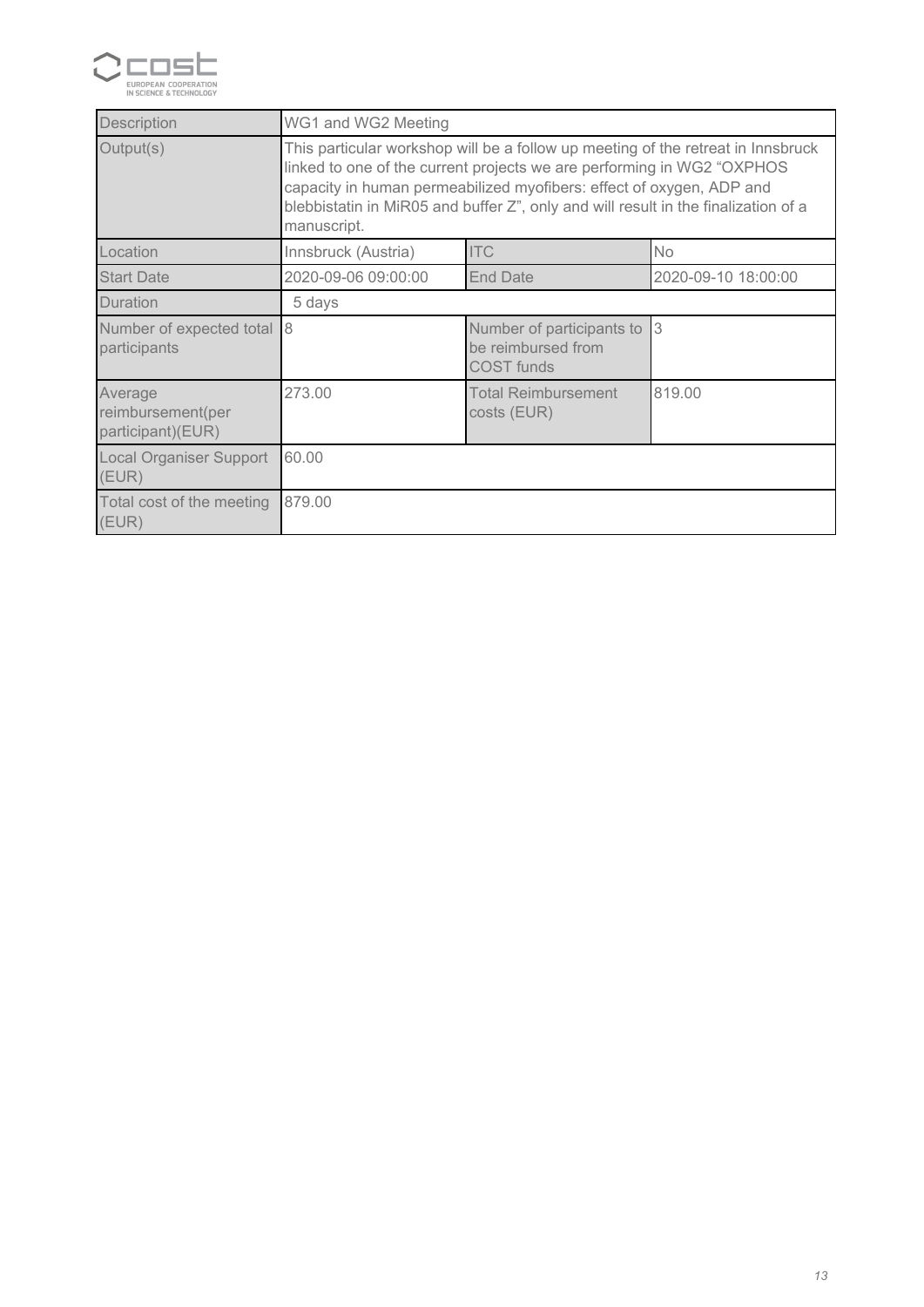| Description | WG1 and WG2 Meeting | | |
|---|---|---|---|
| Output(s) | This particular workshop will be a follow up meeting of the retreat in Innsbruck linked to one of the current projects we are performing in WG2 “OXPHOS capacity in human permeabilized myofibers: effect of oxygen, ADP and blebbistatin in MiR05 and buffer Z”, only and will result in the finalization of a manuscript. | | |
| Location | Innsbruck (Austria) | ITC | No |
| Start Date | 2020-09-06 09:00:00 | End Date | 2020-09-10 18:00:00 |
| Duration | 5 days | | |
| Number of expected total participants | 8 | Number of participants to be reimbursed from COST funds | 3 |
| Average reimbursement(per participant)(EUR) | 273.00 | Total Reimbursement costs (EUR) | 819.00 |
| Local Organiser Support (EUR) | 60.00 | | |
| Total cost of the meeting (EUR) | 879.00 | | |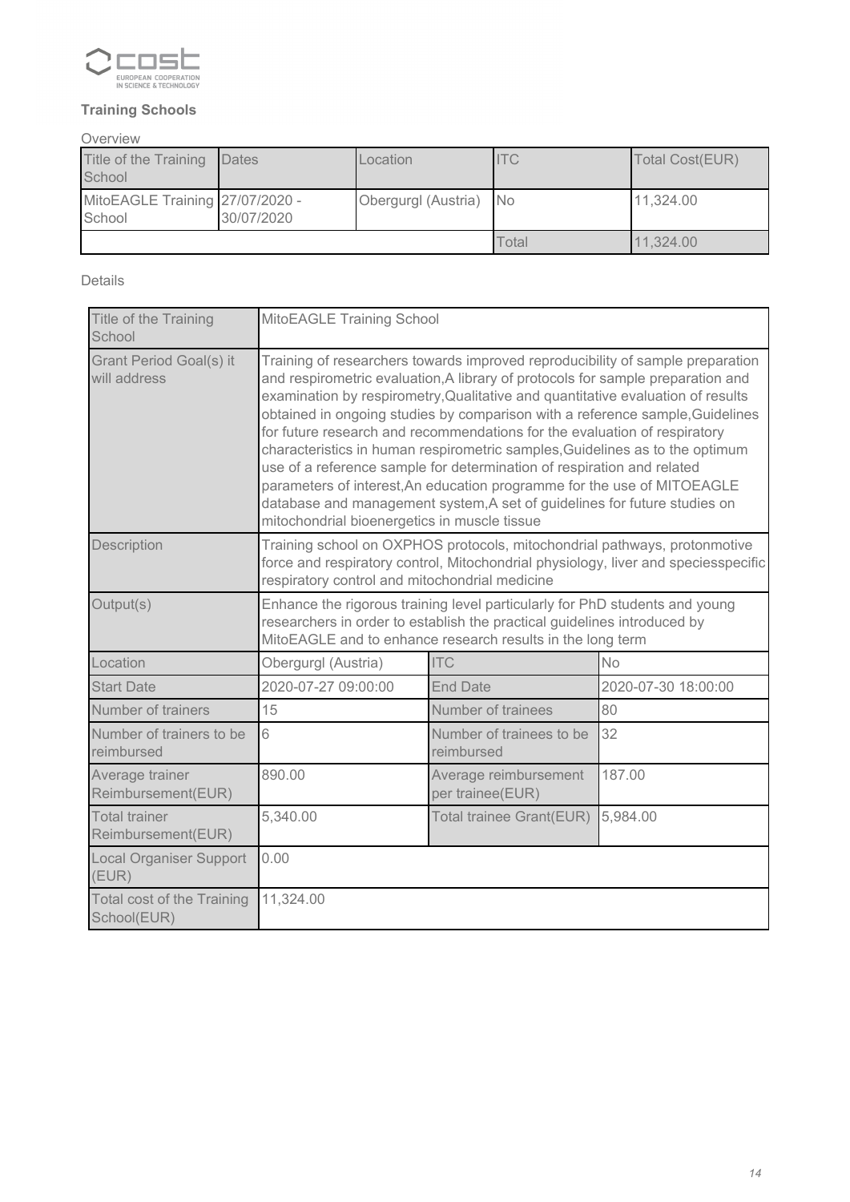### Training Schools

Overview

| Title of the Training School | Dates | Location | ITC | Total Cost(EUR) |
|---|---|---|---|---|
| MitoEAGLE Training School | 27/07/2020 - 30/07/2020 | Obergurgl (Austria) | No | 11,324.00 |
| | | | Total | 11,324.00 |

Details

| Title of the Training School | MitoEAGLE Training School | | |
|---|---|---|---|
| Grant Period Goal(s) it will address | Training of researchers towards improved reproducibility of sample preparation and respirometric evaluation,A library of protocols for sample preparation and examination by respirometry,Qualitative and quantitative evaluation of results obtained in ongoing studies by comparison with a reference sample,Guidelines for future research and recommendations for the evaluation of respiratory characteristics in human respirometric samples,Guidelines as to the optimum use of a reference sample for determination of respiration and related parameters of interest,An education programme for the use of MITOEAGLE database and management system,A set of guidelines for future studies on mitochondrial bioenergetics in muscle tissue | | |
| Description | Training school on OXPHOS protocols, mitochondrial pathways, protonmotive force and respiratory control, Mitochondrial physiology, liver and speciesspecific respiratory control and mitochondrial medicine | | |
| Output(s) | Enhance the rigorous training level particularly for PhD students and young researchers in order to establish the practical guidelines introduced by MitoEAGLE and to enhance research results in the long term | | |
| Location | Obergurgl (Austria) | ITC | No |
| Start Date | 2020-07-27 09:00:00 | End Date | 2020-07-30 18:00:00 |
| Number of trainers | 15 | Number of trainees | 80 |
| Number of trainers to be reimbursed | 6 | Number of trainees to be reimbursed | 32 |
| Average trainer Reimbursement(EUR) | 890.00 | Average reimbursement per trainee(EUR) | 187.00 |
| Total trainer Reimbursement(EUR) | 5,340.00 | Total trainee Grant(EUR) | 5,984.00 |
| Local Organiser Support (EUR) | 0.00 | | |
| Total cost of the Training School(EUR) | 11,324.00 | | |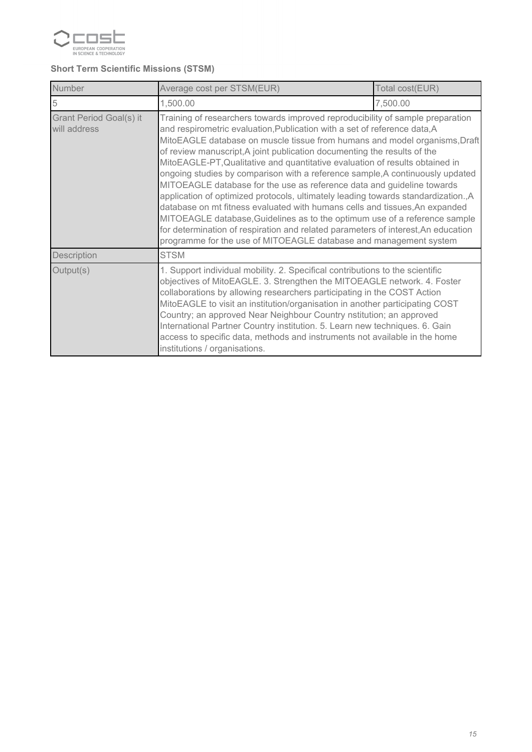**Short Term Scientific Missions (STSM)**

| Number | Average cost per STSM(EUR) | Total cost(EUR) |
|---|---|---|
| 5 | 1,500.00 | 7,500.00 |
| Grant Period Goal(s) it will address | Training of researchers towards improved reproducibility of sample preparation and respirometric evaluation,Publication with a set of reference data,A MitoEAGLE database on muscle tissue from humans and model organisms,Draft of review manuscript,A joint publication documenting the results of the MitoEAGLE-PT,Qualitative and quantitative evaluation of results obtained in ongoing studies by comparison with a reference sample,A continuously updated MITOEAGLE database for the use as reference data and guideline towards application of optimized protocols, ultimately leading towards standardization.,A database on mt fitness evaluated with humans cells and tissues,An expanded MITOEAGLE database,Guidelines as to the optimum use of a reference sample for determination of respiration and related parameters of interest,An education programme for the use of MITOEAGLE database and management system | |
| Description | STSM | |
| Output(s) | 1. Support individual mobility. 2. Specifical contributions to the scientific objectives of MitoEAGLE. 3. Strengthen the MITOEAGLE network. 4. Foster collaborations by allowing researchers participating in the COST Action MitoEAGLE to visit an institution/organisation in another participating COST Country; an approved Near Neighbour Country nstitution; an approved International Partner Country institution. 5. Learn new techniques. 6. Gain access to specific data, methods and instruments not available in the home institutions / organisations. | |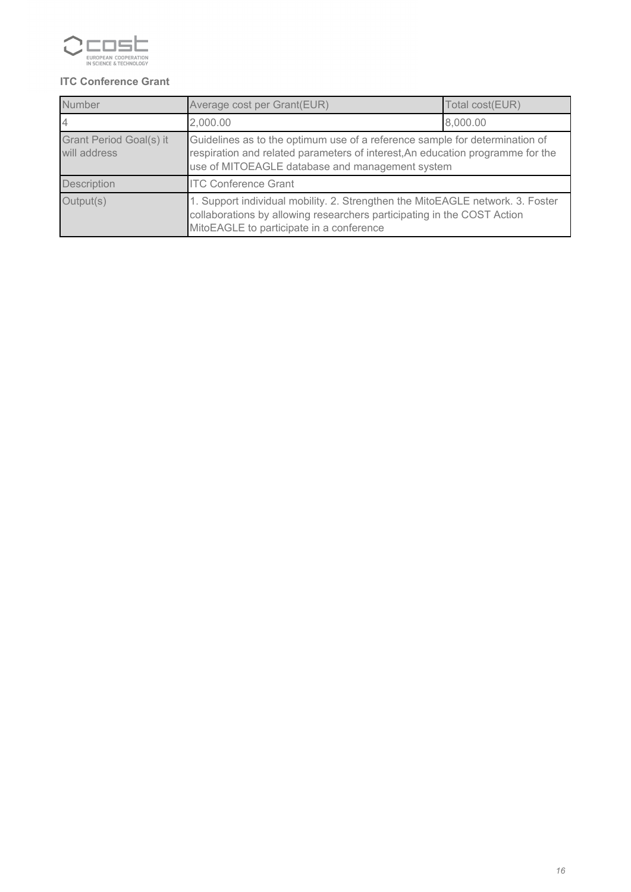**ITC Conference Grant**

| Number | Average cost per Grant(EUR) | Total cost(EUR) |
|---|---|---|
| 4 | 2,000.00 | 8,000.00 |
| Grant Period Goal(s) it will address | Guidelines as to the optimum use of a reference sample for determination of respiration and related parameters of interest,An education programme for the use of MITOEAGLE database and management system | |
| Description | ITC Conference Grant | |
| Output(s) | 1. Support individual mobility. 2. Strengthen the MitoEAGLE network. 3. Foster collaborations by allowing researchers participating in the COST Action MitoEAGLE to participate in a conference | |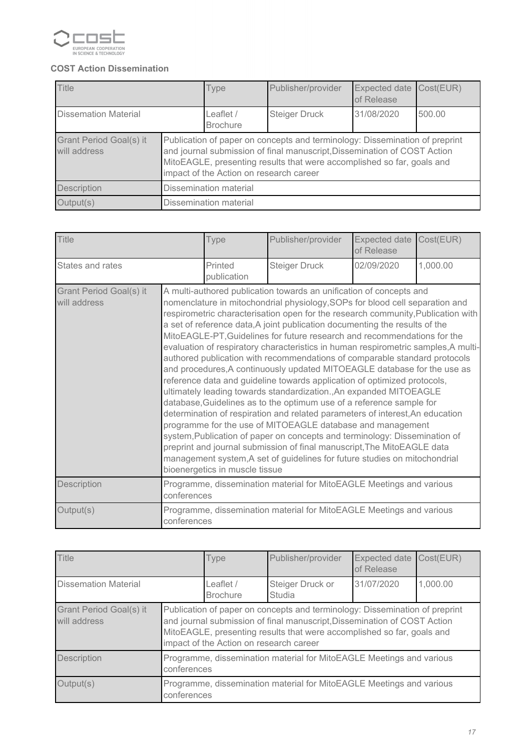**COST Action Dissemination**

| Title | | Type | Publisher/provider | Expected date of Release | Cost(EUR) |
|---|---|---|---|---|---|
| Dissemation Material | | Leaflet / Brochure | Steiger Druck | 31/08/2020 | 500.00 |
| Grant Period Goal(s) it will address | Publication of paper on concepts and terminology: Dissemination of preprint and journal submission of final manuscript,Dissemination of COST Action MitoEAGLE, presenting results that were accomplished so far, goals and impact of the Action on research career | | | | |
| Description | Dissemination material | | | | |
| Output(s) | Dissemination material | | | | |

| Title | | Type | Publisher/provider | Expected date of Release | Cost(EUR) |
|---|---|---|---|---|---|
| States and rates | | Printed publication | Steiger Druck | 02/09/2020 | 1,000.00 |
| Grant Period Goal(s) it will address | A multi-authored publication towards an unification of concepts and nomenclature in mitochondrial physiology,SOPs for blood cell separation and respirometric characterisation open for the research community,Publication with a set of reference data,A joint publication documenting the results of the MitoEAGLE-PT,Guidelines for future research and recommendations for the evaluation of respiratory characteristics in human respirometric samples,A multi-authored publication with recommendations of comparable standard protocols and procedures,A continuously updated MITOEAGLE database for the use as reference data and guideline towards application of optimized protocols, ultimately leading towards standardization.,An expanded MITOEAGLE database,Guidelines as to the optimum use of a reference sample for determination of respiration and related parameters of interest,An education programme for the use of MITOEAGLE database and management system,Publication of paper on concepts and terminology: Dissemination of preprint and journal submission of final manuscript,The MitoEAGLE data management system,A set of guidelines for future studies on mitochondrial bioenergetics in muscle tissue | | | | |
| Description | Programme, dissemination material for MitoEAGLE Meetings and various conferences | | | | |
| Output(s) | Programme, dissemination material for MitoEAGLE Meetings and various conferences | | | | |

| Title | | Type | Publisher/provider | Expected date of Release | Cost(EUR) |
|---|---|---|---|---|---|
| Dissemation Material | | Leaflet / Brochure | Steiger Druck or Studia | 31/07/2020 | 1,000.00 |
| Grant Period Goal(s) it will address | Publication of paper on concepts and terminology: Dissemination of preprint and journal submission of final manuscript,Dissemination of COST Action MitoEAGLE, presenting results that were accomplished so far, goals and impact of the Action on research career | | | | |
| Description | Programme, dissemination material for MitoEAGLE Meetings and various conferences | | | | |
| Output(s) | Programme, dissemination material for MitoEAGLE Meetings and various conferences | | | | |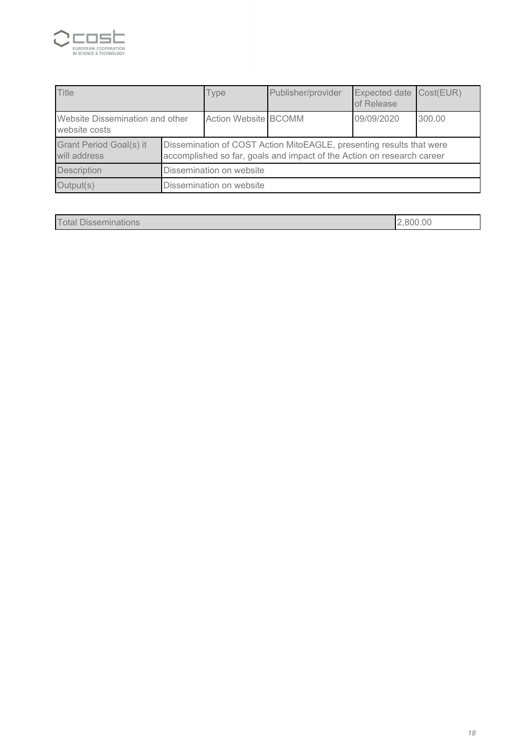| Title | | Type | Publisher/provider | Expected date of Release | Cost(EUR) |
|---|---|---|---|---|---|
| Website Dissemination and other website costs | | Action Website | BCOMM | 09/09/2020 | 300.00 |
| Grant Period Goal(s) it will address | Dissemination of COST Action MitoEAGLE, presenting results that were accomplished so far, goals and impact of the Action on research career | | | | |
| Description | Dissemination on website | | | | |
| Output(s) | Dissemination on website | | | | |

| Total Disseminations | 2,800.00 |
|---|---|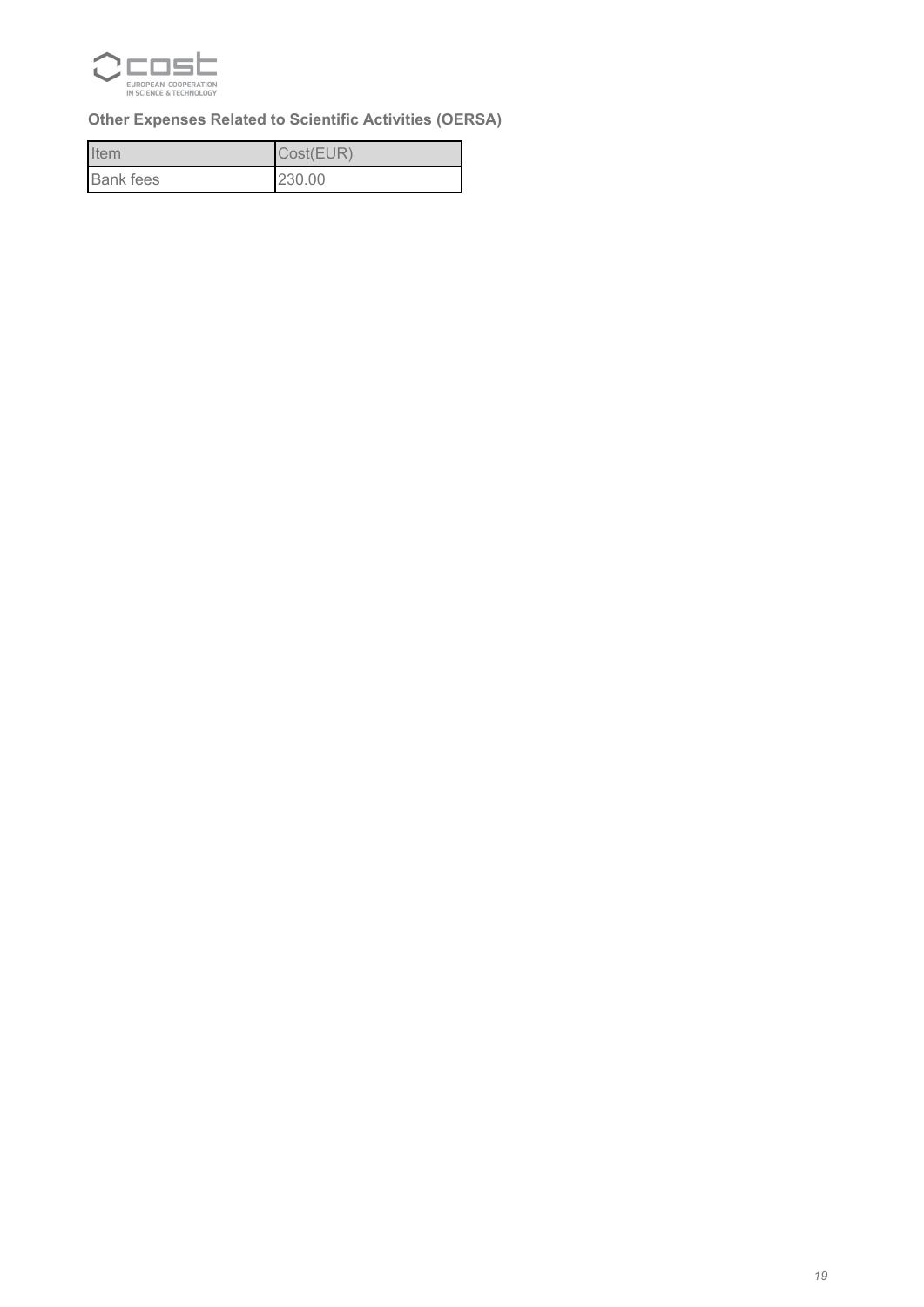**Other Expenses Related to Scientific Activities (OERSA)**

| Item | Cost(EUR) |
|---|---|
| Bank fees | 230.00 |